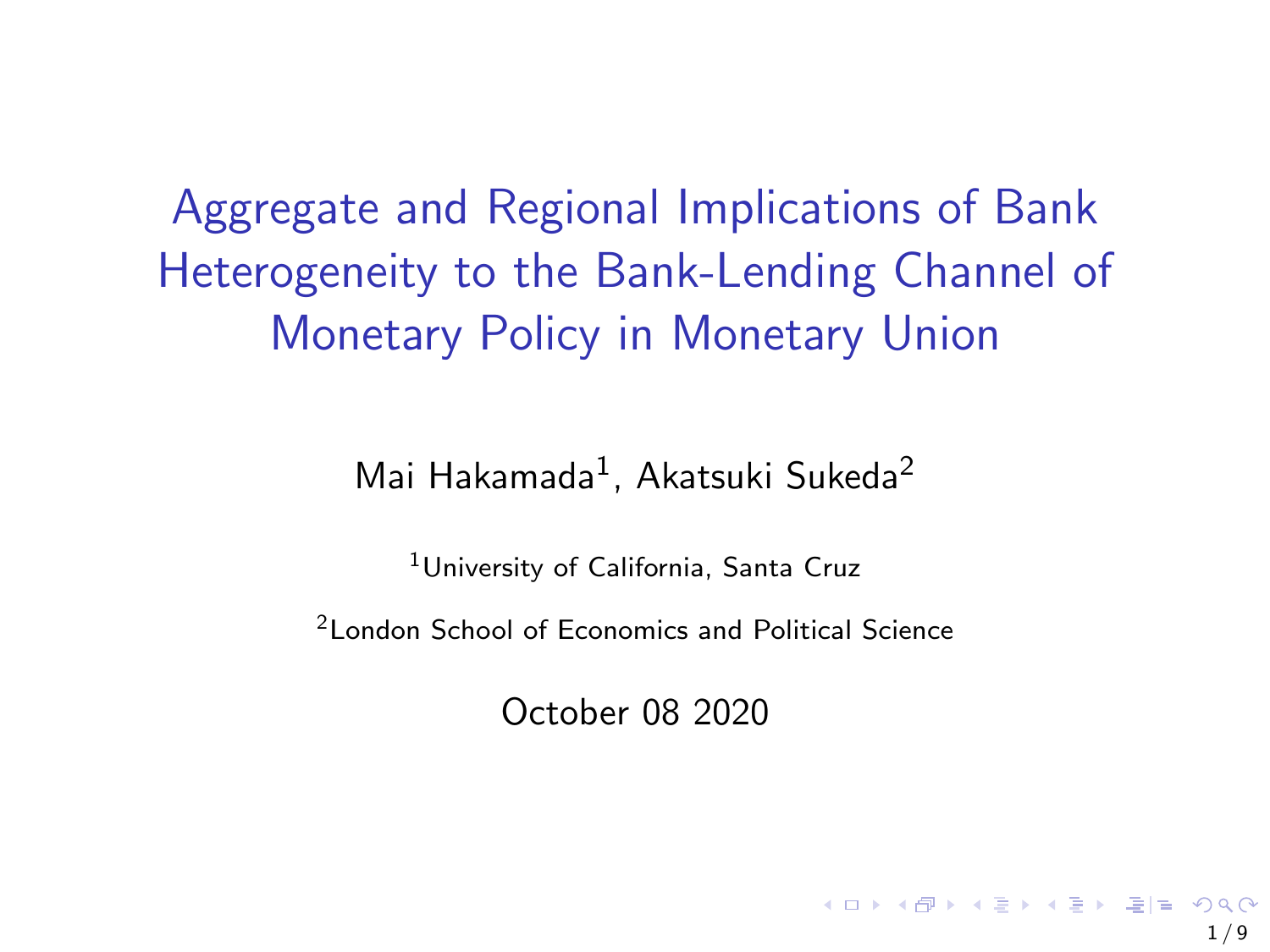# Aggregate and Regional Implications of Bank Heterogeneity to the Bank-Lending Channel of Monetary Policy in Monetary Union

Mai Hakamada[1], Akatsuki Sukeda[2]

[1]University of California, Santa Cruz

[2]London School of Economics and Political Science

October 08 2020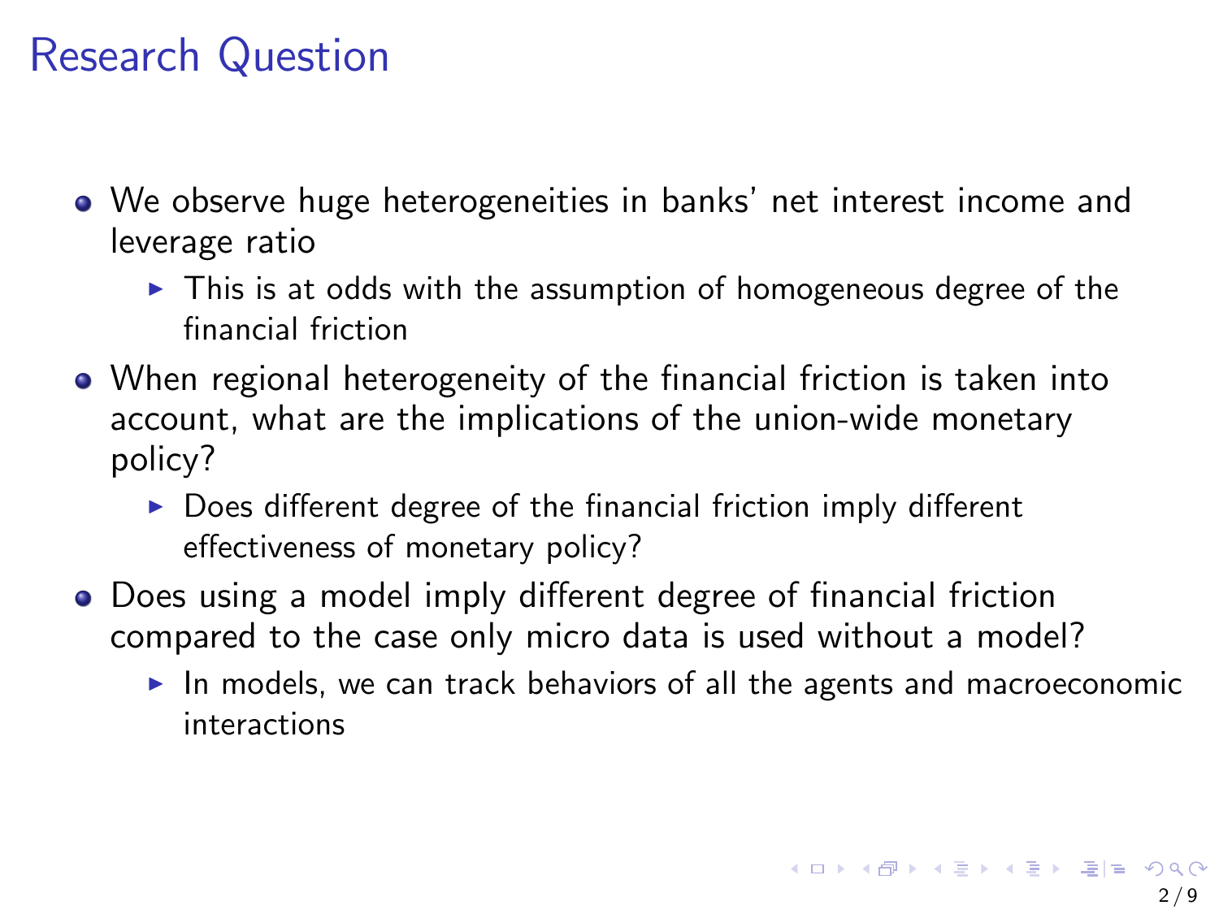# Research Question

- We observe huge heterogeneities in banks' net interest income and leverage ratio
  - This is at odds with the assumption of homogeneous degree of the financial friction
- When regional heterogeneity of the financial friction is taken into account, what are the implications of the union-wide monetary policy?
  - Does different degree of the financial friction imply different effectiveness of monetary policy?
- Does using a model imply different degree of financial friction compared to the case only micro data is used without a model?
  - In models, we can track behaviors of all the agents and macroeconomic interactions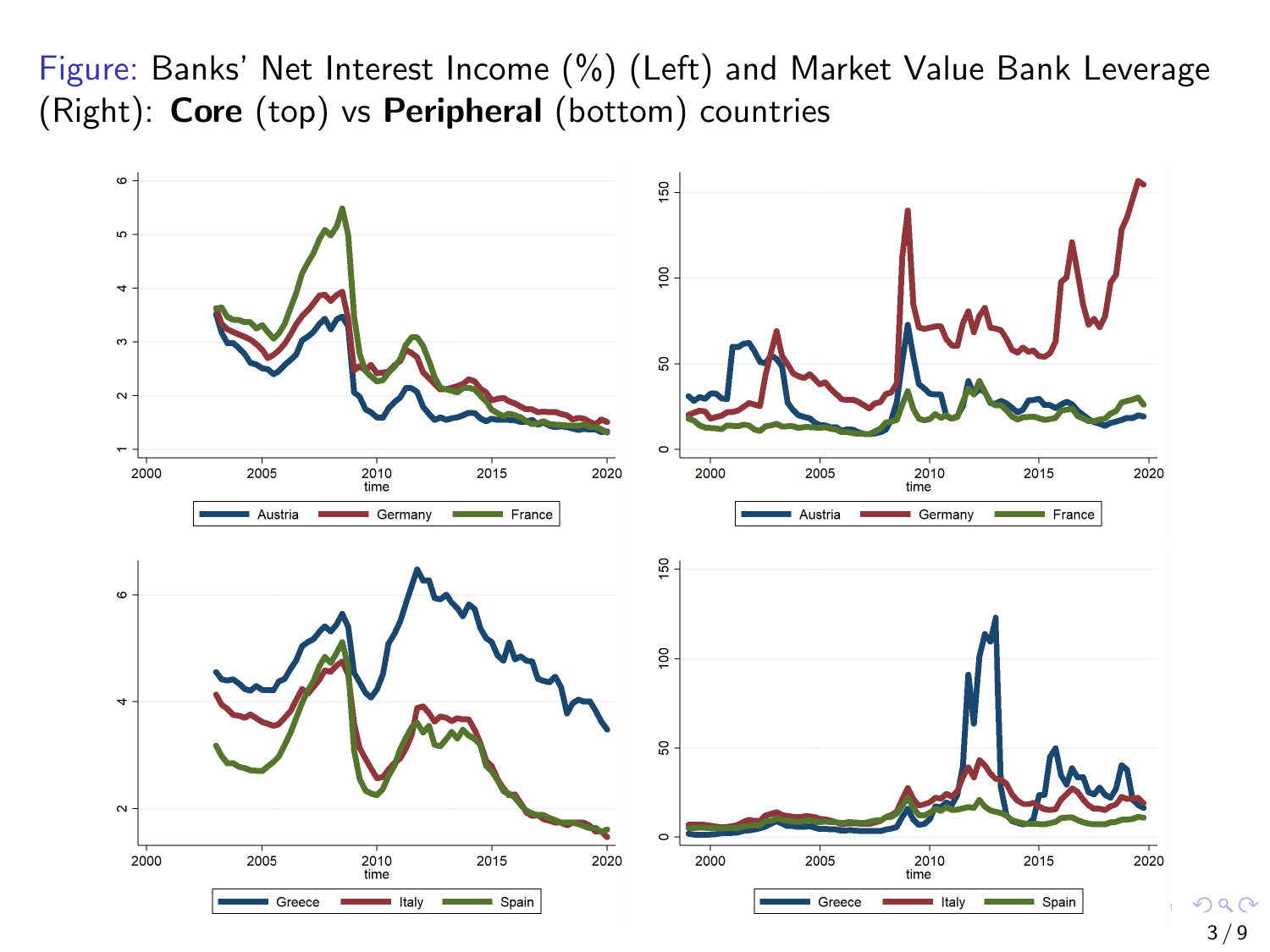Figure: Banks' Net Interest Income (%) (Left) and Market Value Bank Leverage (Right): **Core** (top) vs **Peripheral** (bottom) countries

1
2
3
4
5
6
2000
2005
2010
2015
2020
time
Austria
Germany
France

0
50
100
150
2000
2005
2010
2015
2020
time
Austria
Germany
France

2
4
6
2000
2005
2010
2015
2020
time
Greece
Italy
Spain

0
50
100
150
2000
2005
2010
2015
2020
time
Greece
Italy
Spain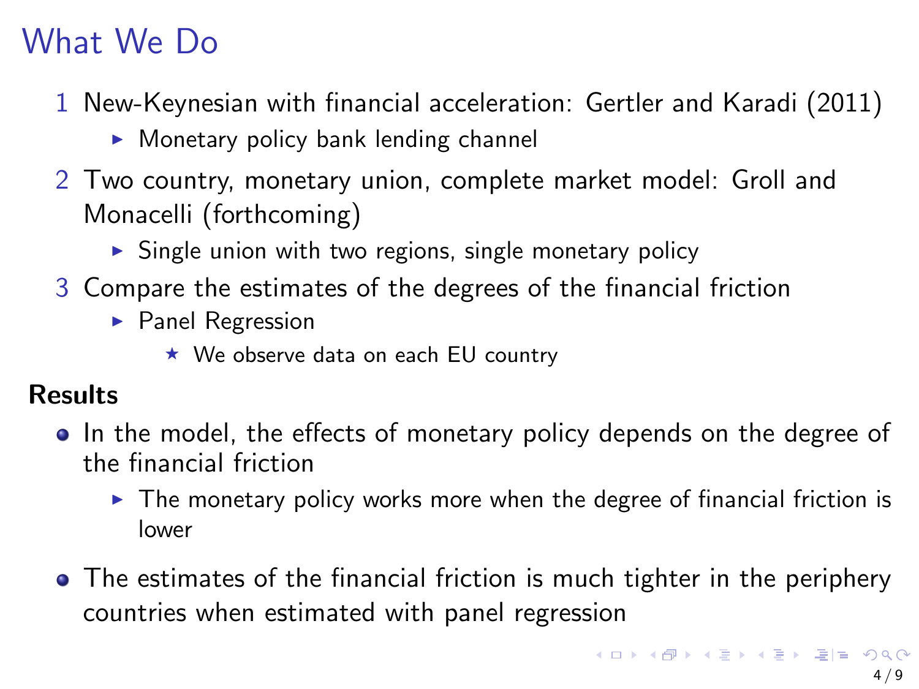# What We Do

1. New-Keynesian with financial acceleration: Gertler and Karadi (2011)
   - Monetary policy bank lending channel
2. Two country, monetary union, complete market model: Groll and Monacelli (forthcoming)
   - Single union with two regions, single monetary policy
3. Compare the estimates of the degrees of the financial friction
   - Panel Regression
     - We observe data on each EU country

**Results**

- In the model, the effects of monetary policy depends on the degree of the financial friction
  - The monetary policy works more when the degree of financial friction is lower
- The estimates of the financial friction is much tighter in the periphery countries when estimated with panel regression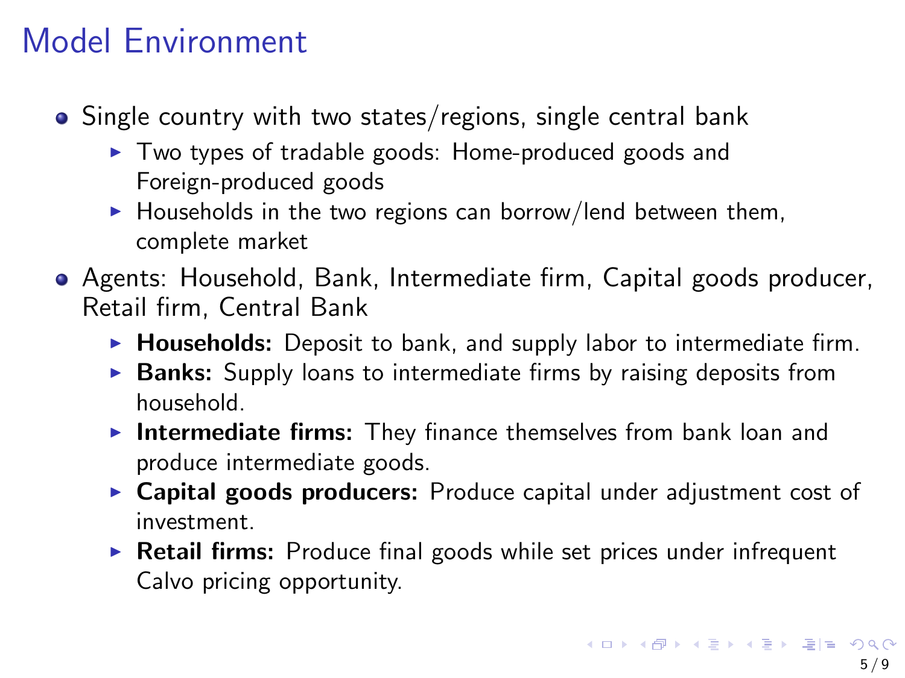# Model Environment

- Single country with two states/regions, single central bank
  - Two types of tradable goods: Home-produced goods and Foreign-produced goods
  - Households in the two regions can borrow/lend between them, complete market
- Agents: Household, Bank, Intermediate firm, Capital goods producer, Retail firm, Central Bank
  - **Households:** Deposit to bank, and supply labor to intermediate firm.
  - **Banks:** Supply loans to intermediate firms by raising deposits from household.
  - **Intermediate firms:** They finance themselves from bank loan and produce intermediate goods.
  - **Capital goods producers:** Produce capital under adjustment cost of investment.
  - **Retail firms:** Produce final goods while set prices under infrequent Calvo pricing opportunity.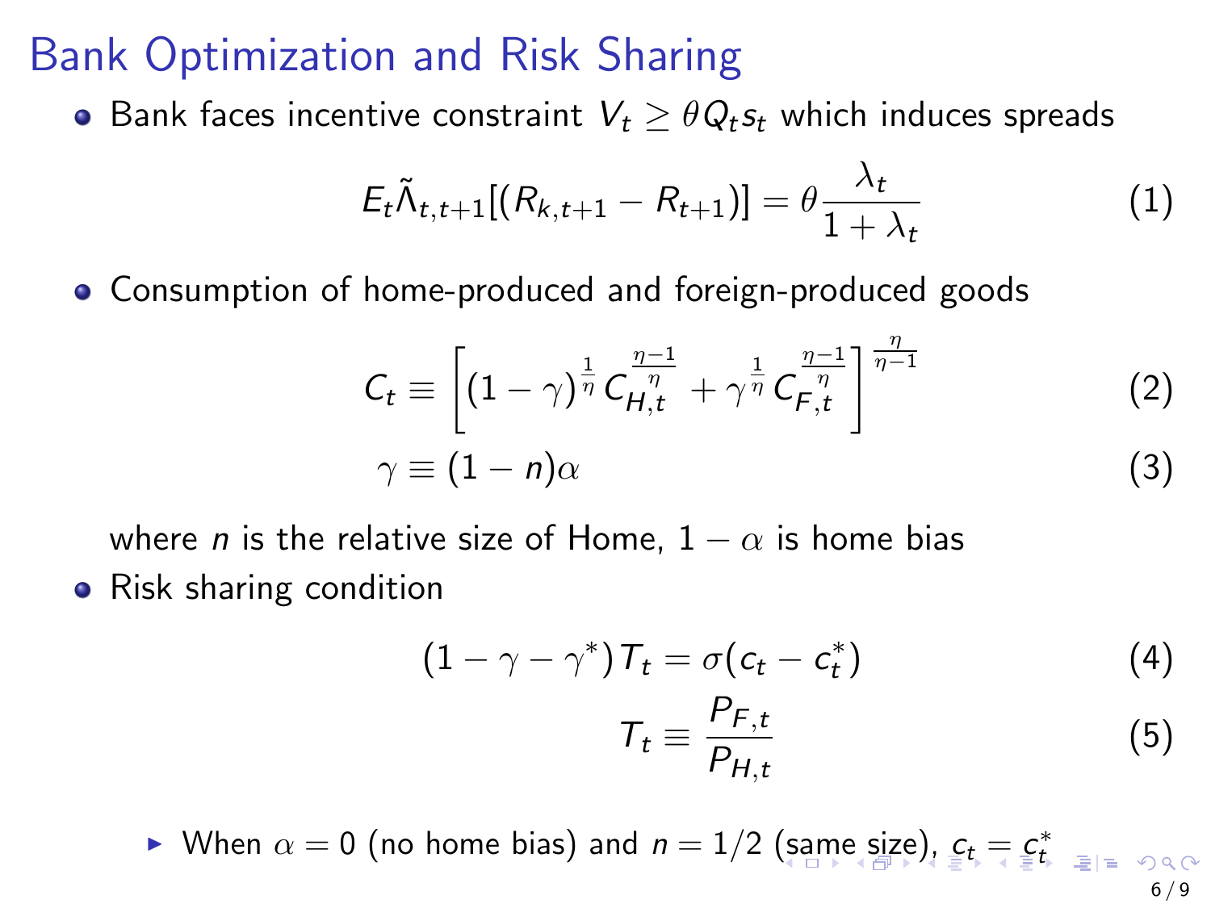# Bank Optimization and Risk Sharing

- Bank faces incentive constraint $V_t \geq \theta Q_t s_t$ which induces spreads

$$E_t \tilde{\Lambda}_{t,t+1}[(R_{k,t+1} - R_{t+1})] = \theta \frac{\lambda_t}{1 + \lambda_t} \tag{1}$$

- Consumption of home-produced and foreign-produced goods

$$C_t \equiv \left[ (1-\gamma)^{\frac{1}{\eta}} C_{H,t}^{\frac{\eta-1}{\eta}} + \gamma^{\frac{1}{\eta}} C_{F,t}^{\frac{\eta-1}{\eta}} \right]^{\frac{\eta}{\eta-1}} \tag{2}$$

$$\gamma \equiv (1-n)\alpha \tag{3}$$

where $n$ is the relative size of Home, $1-\alpha$ is home bias

- Risk sharing condition

$$(1 - \gamma - \gamma^*) T_t = \sigma(c_t - c_t^*) \tag{4}$$

$$T_t \equiv \frac{P_{F,t}}{P_{H,t}} \tag{5}$$

  - When $\alpha = 0$ (no home bias) and $n = 1/2$ (same size), $c_t = c_t^*$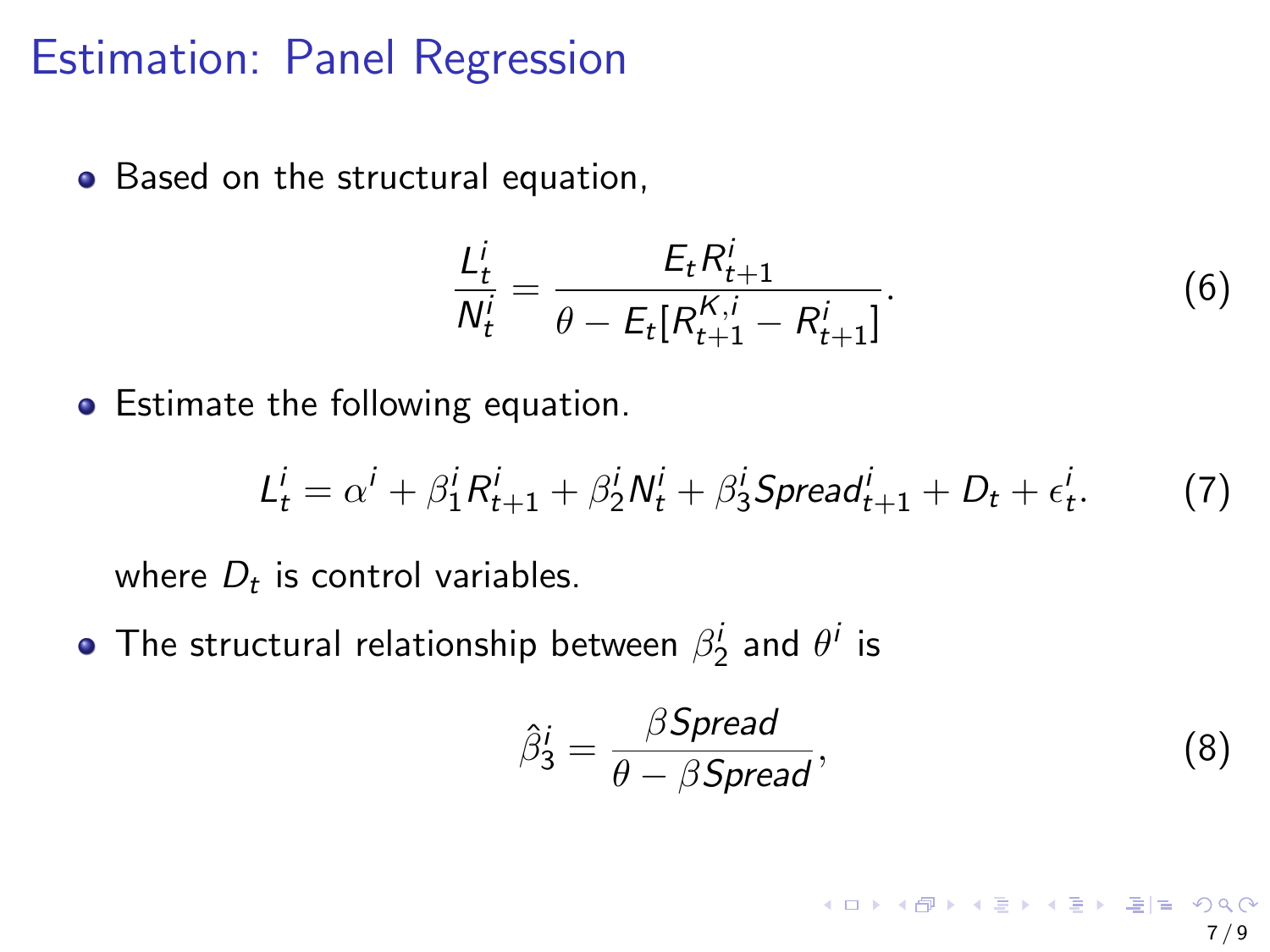# Estimation: Panel Regression

- Based on the structural equation,

$$\frac{L_t^i}{N_t^i} = \frac{E_t R_{t+1}^i}{\theta - E_t[R_{t+1}^{K,i} - R_{t+1}^i]}. \tag{6}$$

- Estimate the following equation.

$$L_t^i = \alpha^i + \beta_1^i R_{t+1}^i + \beta_2^i N_t^i + \beta_3^i Spread_{t+1}^i + D_t + \epsilon_t^i. \tag{7}$$

where $D_t$ is control variables.

- The structural relationship between $\beta_2^i$ and $\theta^i$ is

$$\hat{\beta}_3^i = \frac{\beta Spread}{\theta - \beta Spread}, \tag{8}$$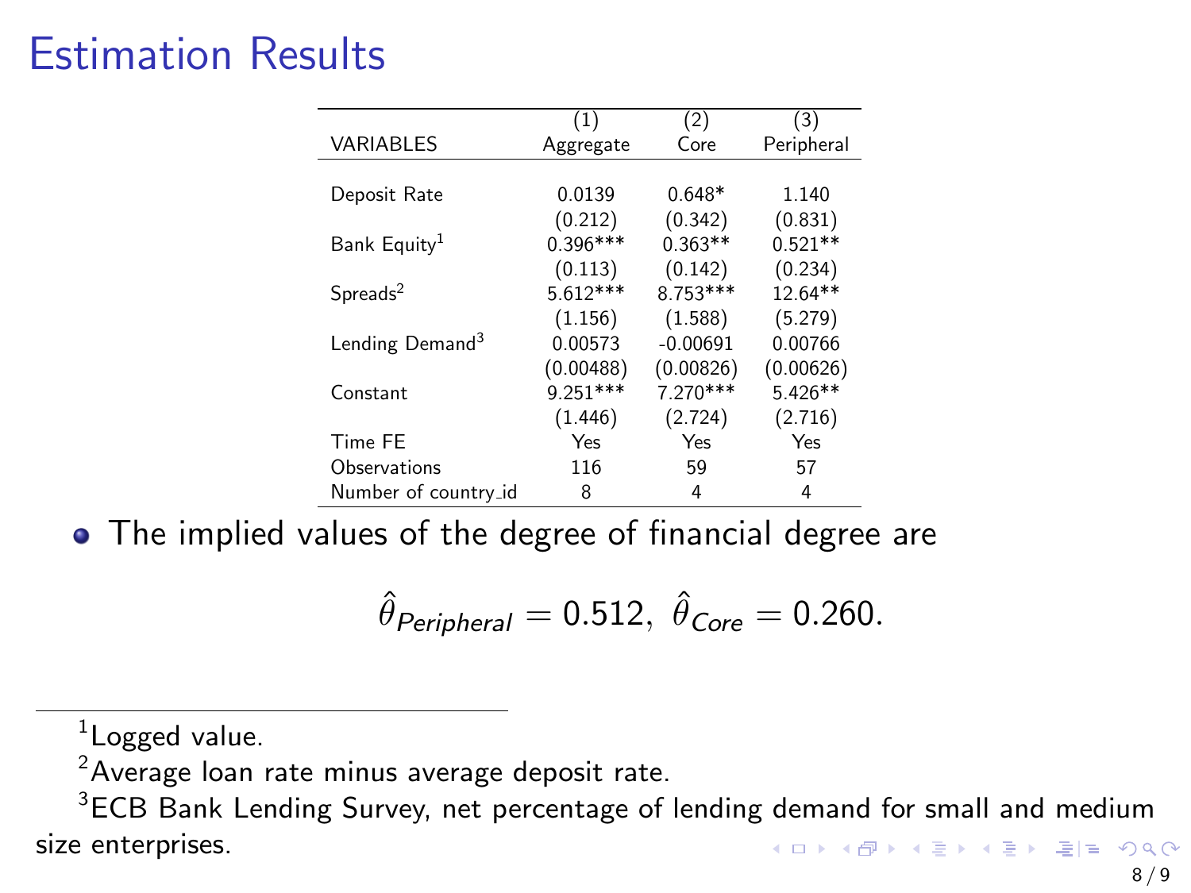# Estimation Results

| VARIABLES | (1) Aggregate | (2) Core | (3) Peripheral |
|---|---|---|---|
| Deposit Rate | 0.0139 | 0.648* | 1.140 |
| | (0.212) | (0.342) | (0.831) |
| Bank Equity[1] | 0.396*** | 0.363** | 0.521** |
| | (0.113) | (0.142) | (0.234) |
| Spreads[2] | 5.612*** | 8.753*** | 12.64** |
| | (1.156) | (1.588) | (5.279) |
| Lending Demand[3] | 0.00573 | -0.00691 | 0.00766 |
| | (0.00488) | (0.00826) | (0.00626) |
| Constant | 9.251*** | 7.270*** | 5.426** |
| | (1.446) | (2.724) | (2.716) |
| Time FE | Yes | Yes | Yes |
| Observations | 116 | 59 | 57 |
| Number of country_id | 8 | 4 | 4 |

- The implied values of the degree of financial degree are

$$\hat{\theta}_{Peripheral} = 0.512, \ \hat{\theta}_{Core} = 0.260.$$

[1] Logged value.

[2] Average loan rate minus average deposit rate.

[3] ECB Bank Lending Survey, net percentage of lending demand for small and medium size enterprises.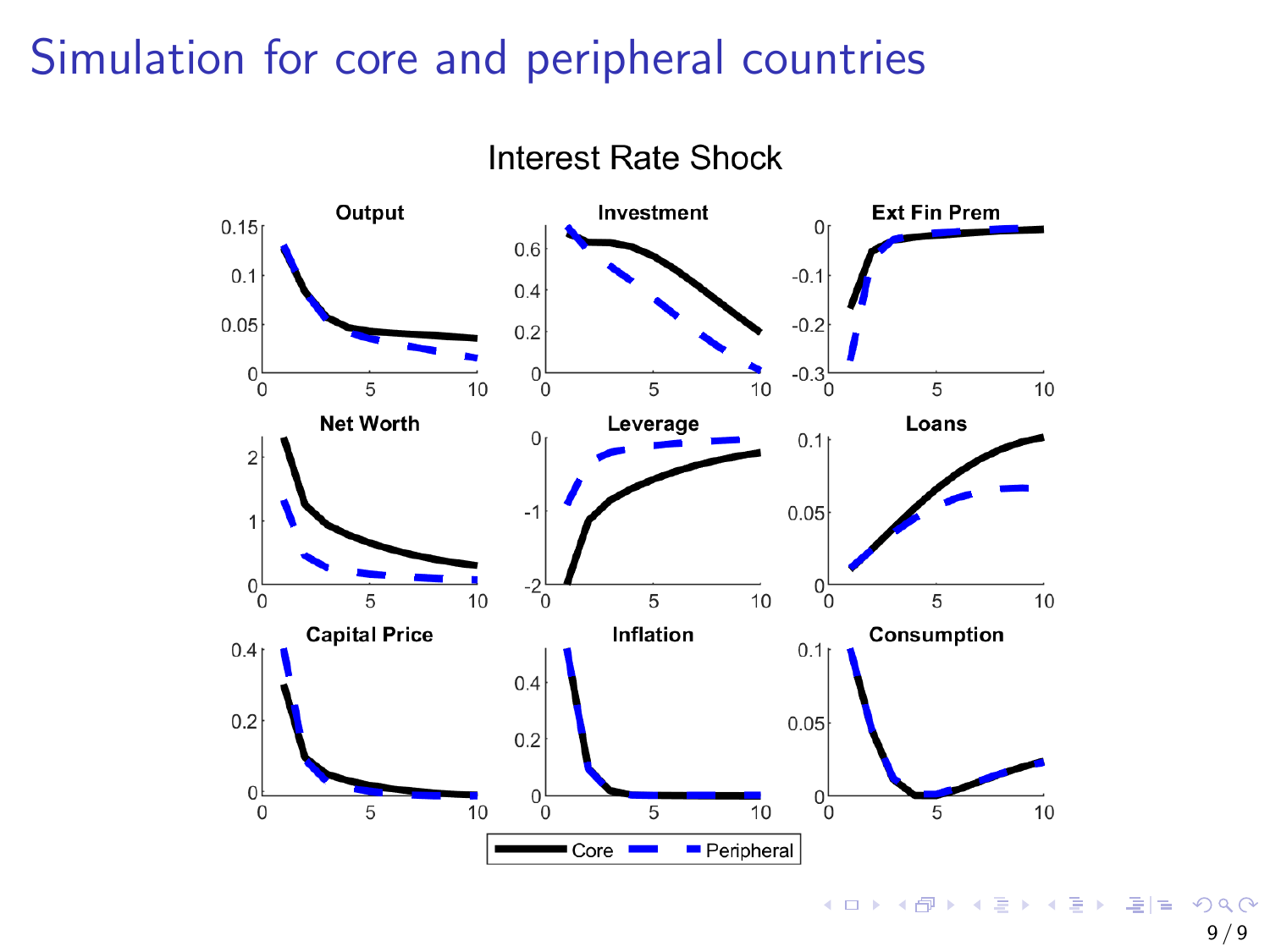# Simulation for core and peripheral countries

Interest Rate Shock

Output
0.15
0.1
0.05
0
0 5 10

Investment
0.6
0.4
0.2
0
0 5 10

Ext Fin Prem
0
-0.1
-0.2
-0.3
0 5 10

Net Worth
2
1
0
0 5 10

Leverage
0
-1
-2
0 5 10

Loans
0.1
0.05
0
0 5 10

Capital Price
0.4
0.2
0
0 5 10

Inflation
0.4
0.2
0
0 5 10

Consumption
0.1
0.05
0
0 5 10

Core
Peripheral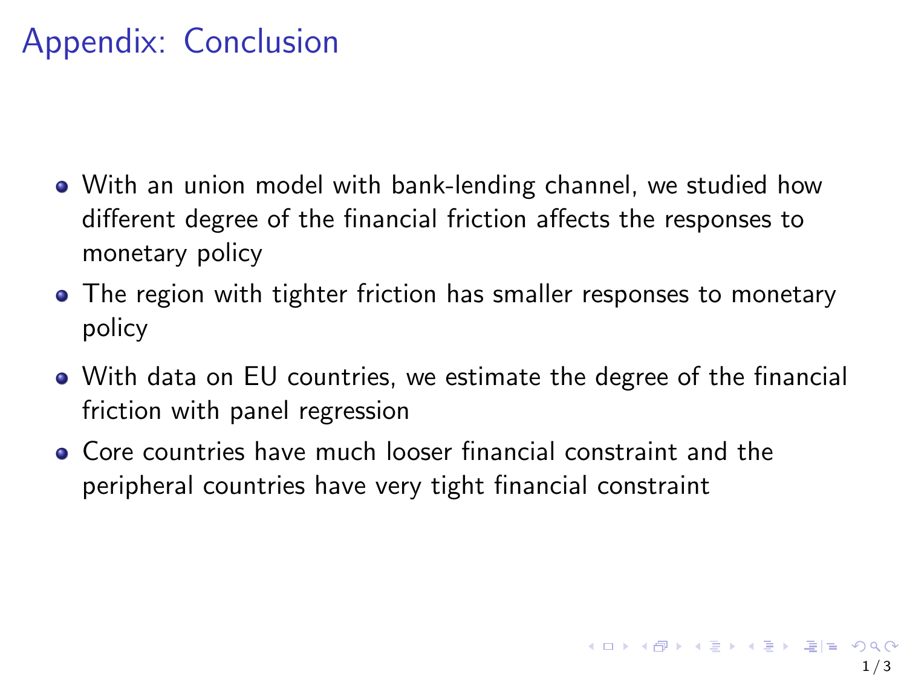# Appendix: Conclusion

- With an union model with bank-lending channel, we studied how different degree of the financial friction affects the responses to monetary policy
- The region with tighter friction has smaller responses to monetary policy
- With data on EU countries, we estimate the degree of the financial friction with panel regression
- Core countries have much looser financial constraint and the peripheral countries have very tight financial constraint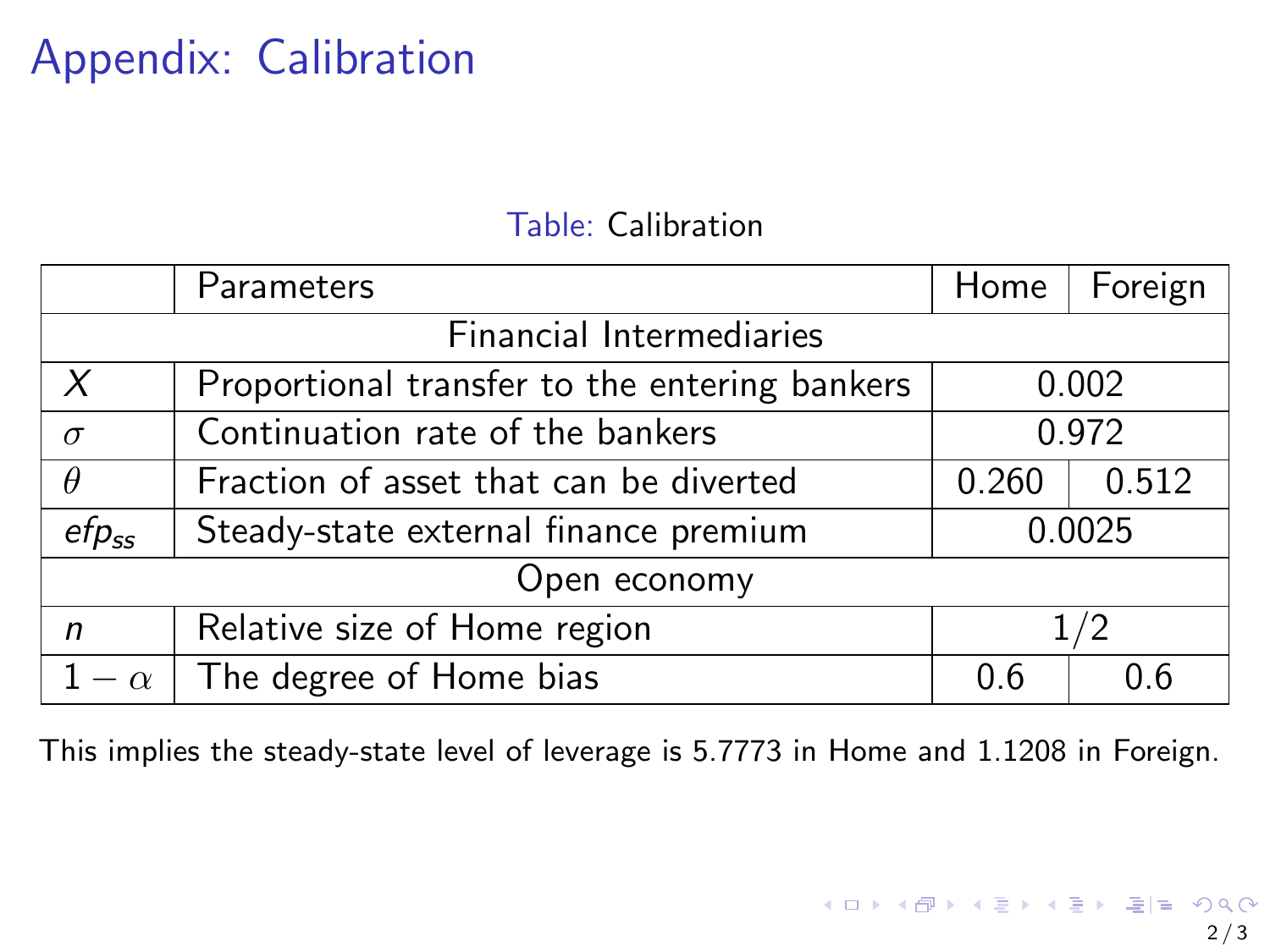# Appendix: Calibration

Table: Calibration

| | Parameters | Home | Foreign |
|---|---|---|---|
| Financial Intermediaries | | | |
| $X$ | Proportional transfer to the entering bankers | 0.002 | |
| $\sigma$ | Continuation rate of the bankers | 0.972 | |
| $\theta$ | Fraction of asset that can be diverted | 0.260 | 0.512 |
| $efp_{ss}$ | Steady-state external finance premium | 0.0025 | |
| Open economy | | | |
| $n$ | Relative size of Home region | 1/2 | |
| $1-\alpha$ | The degree of Home bias | 0.6 | 0.6 |

This implies the steady-state level of leverage is 5.7773 in Home and 1.1208 in Foreign.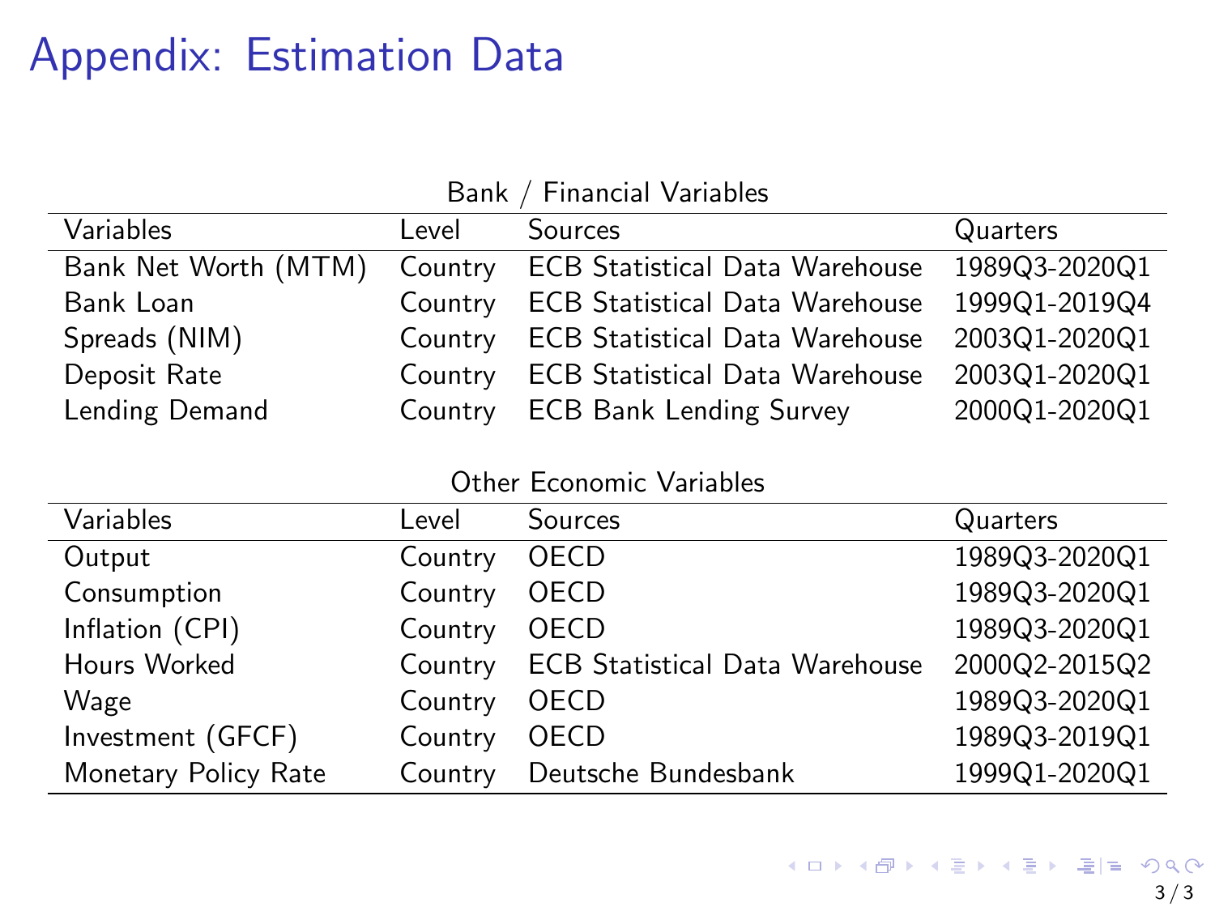# Appendix: Estimation Data

Bank / Financial Variables

| Variables | Level | Sources | Quarters |
|---|---|---|---|
| Bank Net Worth (MTM) | Country | ECB Statistical Data Warehouse | 1989Q3-2020Q1 |
| Bank Loan | Country | ECB Statistical Data Warehouse | 1999Q1-2019Q4 |
| Spreads (NIM) | Country | ECB Statistical Data Warehouse | 2003Q1-2020Q1 |
| Deposit Rate | Country | ECB Statistical Data Warehouse | 2003Q1-2020Q1 |
| Lending Demand | Country | ECB Bank Lending Survey | 2000Q1-2020Q1 |

Other Economic Variables

| Variables | Level | Sources | Quarters |
|---|---|---|---|
| Output | Country | OECD | 1989Q3-2020Q1 |
| Consumption | Country | OECD | 1989Q3-2020Q1 |
| Inflation (CPI) | Country | OECD | 1989Q3-2020Q1 |
| Hours Worked | Country | ECB Statistical Data Warehouse | 2000Q2-2015Q2 |
| Wage | Country | OECD | 1989Q3-2020Q1 |
| Investment (GFCF) | Country | OECD | 1989Q3-2019Q1 |
| Monetary Policy Rate | Country | Deutsche Bundesbank | 1999Q1-2020Q1 |